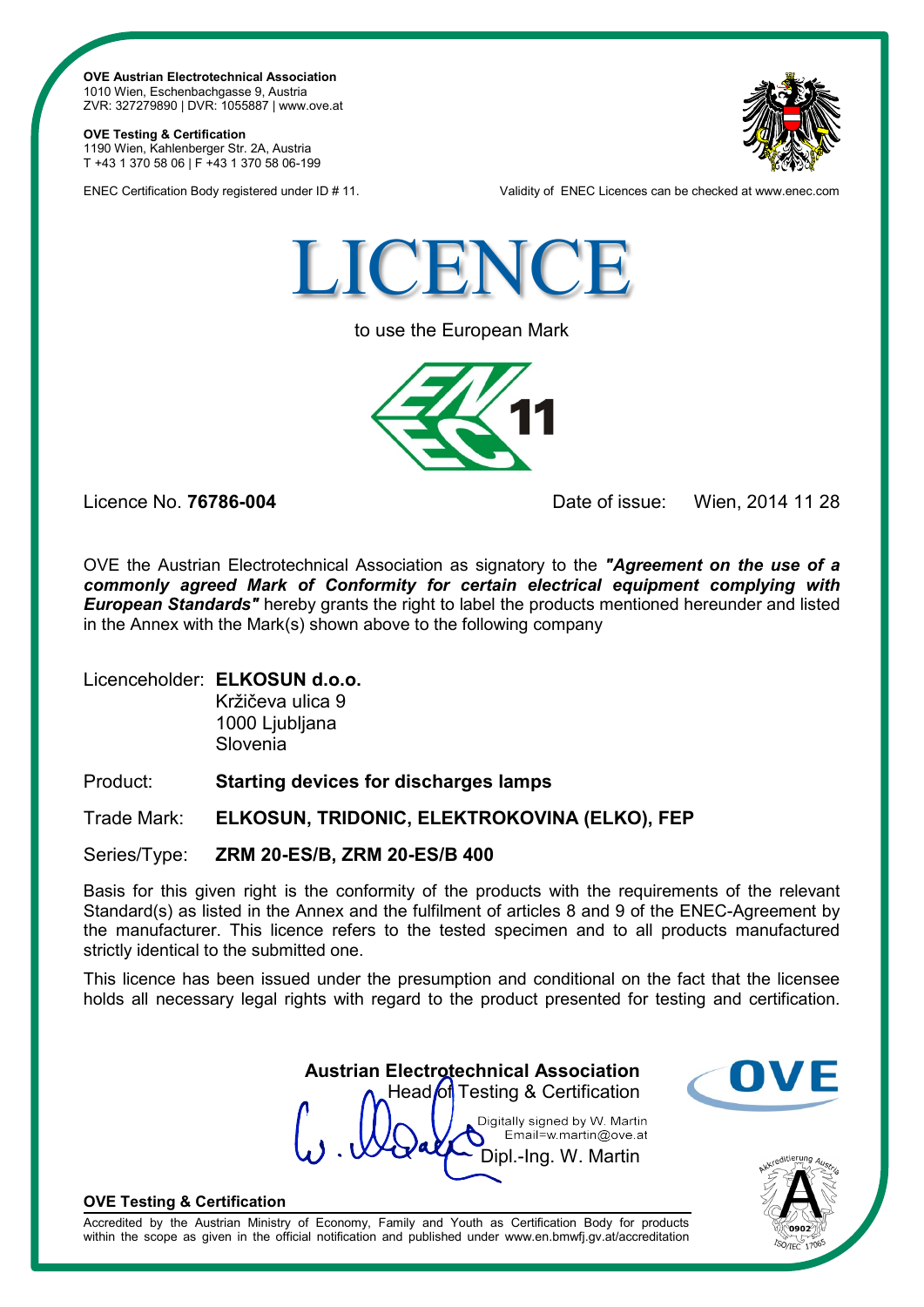**OVE Austrian Electrotechnical Association**
1010 Wien, Eschenbachgasse 9, Austria
ZVR: 327279890 | DVR: 1055887 | www.ove.at

**OVE Testing & Certification**
1190 Wien, Kahlenberger Str. 2A, Austria
T +43 1 370 58 06 | F +43 1 370 58 06-199

ENEC Certification Body registered under ID # 11.

Validity of ENEC Licences can be checked at www.enec.com

# LICENCE

to use the European Mark

ENEC 11

Licence No. **76786-004**

Date of issue: Wien, 2014 11 28

OVE the Austrian Electrotechnical Association as signatory to the ***"Agreement on the use of a commonly agreed Mark of Conformity for certain electrical equipment complying with European Standards"*** hereby grants the right to label the products mentioned hereunder and listed in the Annex with the Mark(s) shown above to the following company

Licenceholder: **ELKOSUN d.o.o.**
Kržičeva ulica 9
1000 Ljubljana
Slovenia

Product: **Starting devices for discharges lamps**

Trade Mark: **ELKOSUN, TRIDONIC, ELEKTROKOVINA (ELKO), FEP**

Series/Type: **ZRM 20-ES/B, ZRM 20-ES/B 400**

Basis for this given right is the conformity of the products with the requirements of the relevant Standard(s) as listed in the Annex and the fulfilment of articles 8 and 9 of the ENEC-Agreement by the manufacturer. This licence refers to the tested specimen and to all products manufactured strictly identical to the submitted one.

This licence has been issued under the presumption and conditional on the fact that the licensee holds all necessary legal rights with regard to the product presented for testing and certification.

**Austrian Electrotechnical Association**
Head of Testing & Certification

Digitally signed by W. Martin
Email=w.martin@ove.at
Dipl.-Ing. W. Martin

**OVE Testing & Certification**

Accredited by the Austrian Ministry of Economy, Family and Youth as Certification Body for products within the scope as given in the official notification and published under www.en.bmwfj.gv.at/accreditation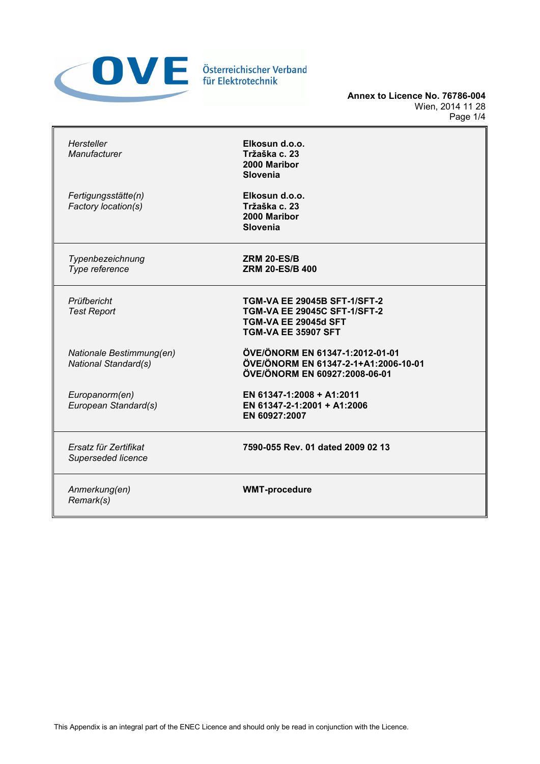Österreichischer Verband für Elektrotechnik

**Annex to Licence No. 76786-004**
Wien, 2014 11 28

| | |
|---|---|
| *Hersteller*<br>*Manufacturer* | **Elkosun d.o.o.**<br>**Tržaška c. 23**<br>**2000 Maribor**<br>**Slovenia** |
| *Fertigungsstätte(n)*<br>*Factory location(s)* | **Elkosun d.o.o.**<br>**Tržaška c. 23**<br>**2000 Maribor**<br>**Slovenia** |
| *Typenbezeichnung*<br>*Type reference* | **ZRM 20-ES/B**<br>**ZRM 20-ES/B 400** |
| *Prüfbericht*<br>*Test Report* | **TGM-VA EE 29045B SFT-1/SFT-2**<br>**TGM-VA EE 29045C SFT-1/SFT-2**<br>**TGM-VA EE 29045d SFT**<br>**TGM-VA EE 35907 SFT** |
| *Nationale Bestimmung(en)*<br>*National Standard(s)* | **ÖVE/ÖNORM EN 61347-1:2012-01-01**<br>**ÖVE/ÖNORM EN 61347-2-1+A1:2006-10-01**<br>**ÖVE/ÖNORM EN 60927:2008-06-01** |
| *Europanorm(en)*<br>*European Standard(s)* | **EN 61347-1:2008 + A1:2011**<br>**EN 61347-2-1:2001 + A1:2006**<br>**EN 60927:2007** |
| *Ersatz für Zertifikat*<br>*Superseded licence* | **7590-055 Rev. 01 dated 2009 02 13** |
| *Anmerkung(en)*<br>*Remark(s)* | **WMT-procedure** |

This Appendix is an integral part of the ENEC Licence and should only be read in conjunction with the Licence.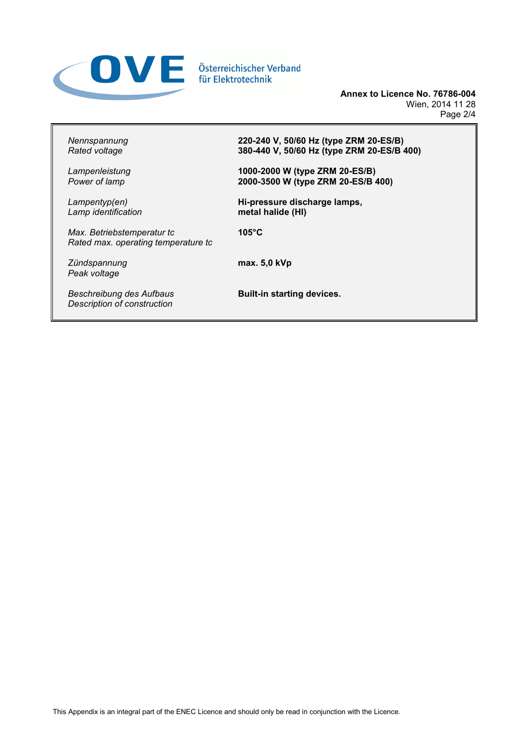**Annex to Licence No. 76786-004**
Wien, 2014 11 28

| | |
|---|---|
| *Nennspannung*<br>*Rated voltage* | **220-240 V, 50/60 Hz (type ZRM 20-ES/B)**<br>**380-440 V, 50/60 Hz (type ZRM 20-ES/B 400)** |
| *Lampenleistung*<br>*Power of lamp* | **1000-2000 W (type ZRM 20-ES/B)**<br>**2000-3500 W (type ZRM 20-ES/B 400)** |
| *Lampentyp(en)*<br>*Lamp identification* | **Hi-pressure discharge lamps,**<br>**metal halide (HI)** |
| *Max. Betriebstemperatur tc*<br>*Rated max. operating temperature tc* | **105°C** |
| *Zündspannung*<br>*Peak voltage* | **max. 5,0 kVp** |
| *Beschreibung des Aufbaus*<br>*Description of construction* | **Built-in starting devices.** |

This Appendix is an integral part of the ENEC Licence and should only be read in conjunction with the Licence.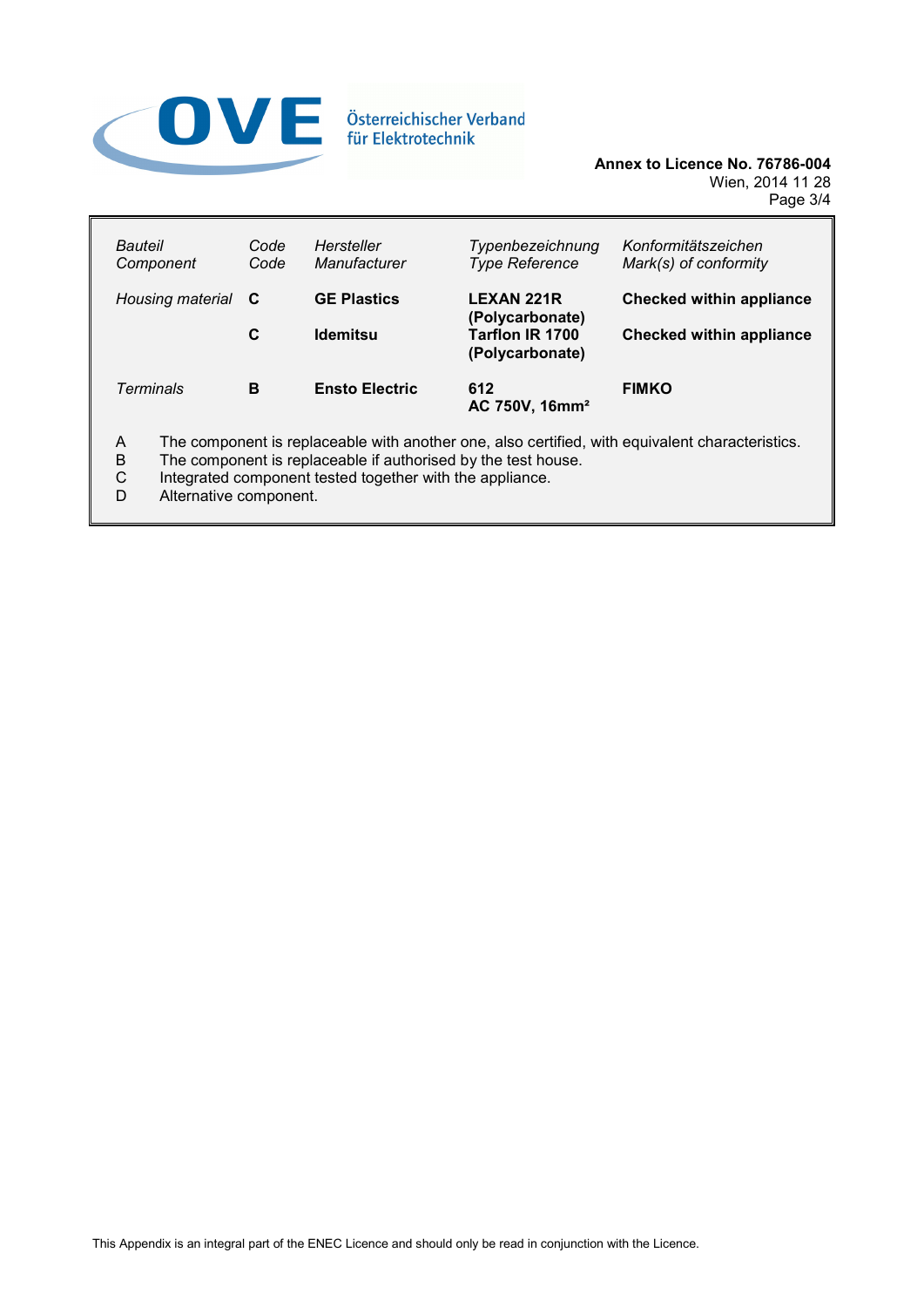Österreichischer Verband für Elektrotechnik

**Annex to Licence No. 76786-004**
Wien, 2014 11 28

| *Bauteil* *Component* | *Code* *Code* | *Hersteller* *Manufacturer* | *Typenbezeichnung* *Type Reference* | *Konformitätszeichen* *Mark(s) of conformity* |
|---|---|---|---|---|
| *Housing material* | **C** | **GE Plastics** | **LEXAN 221R (Polycarbonate)** | **Checked within appliance** |
| | **C** | **Idemitsu** | **Tarflon IR 1700 (Polycarbonate)** | **Checked within appliance** |
| *Terminals* | **B** | **Ensto Electric** | **612 AC 750V, 16mm²** | **FIMKO** |

A The component is replaceable with another one, also certified, with equivalent characteristics.
B The component is replaceable if authorised by the test house.
C Integrated component tested together with the appliance.
D Alternative component.

This Appendix is an integral part of the ENEC Licence and should only be read in conjunction with the Licence.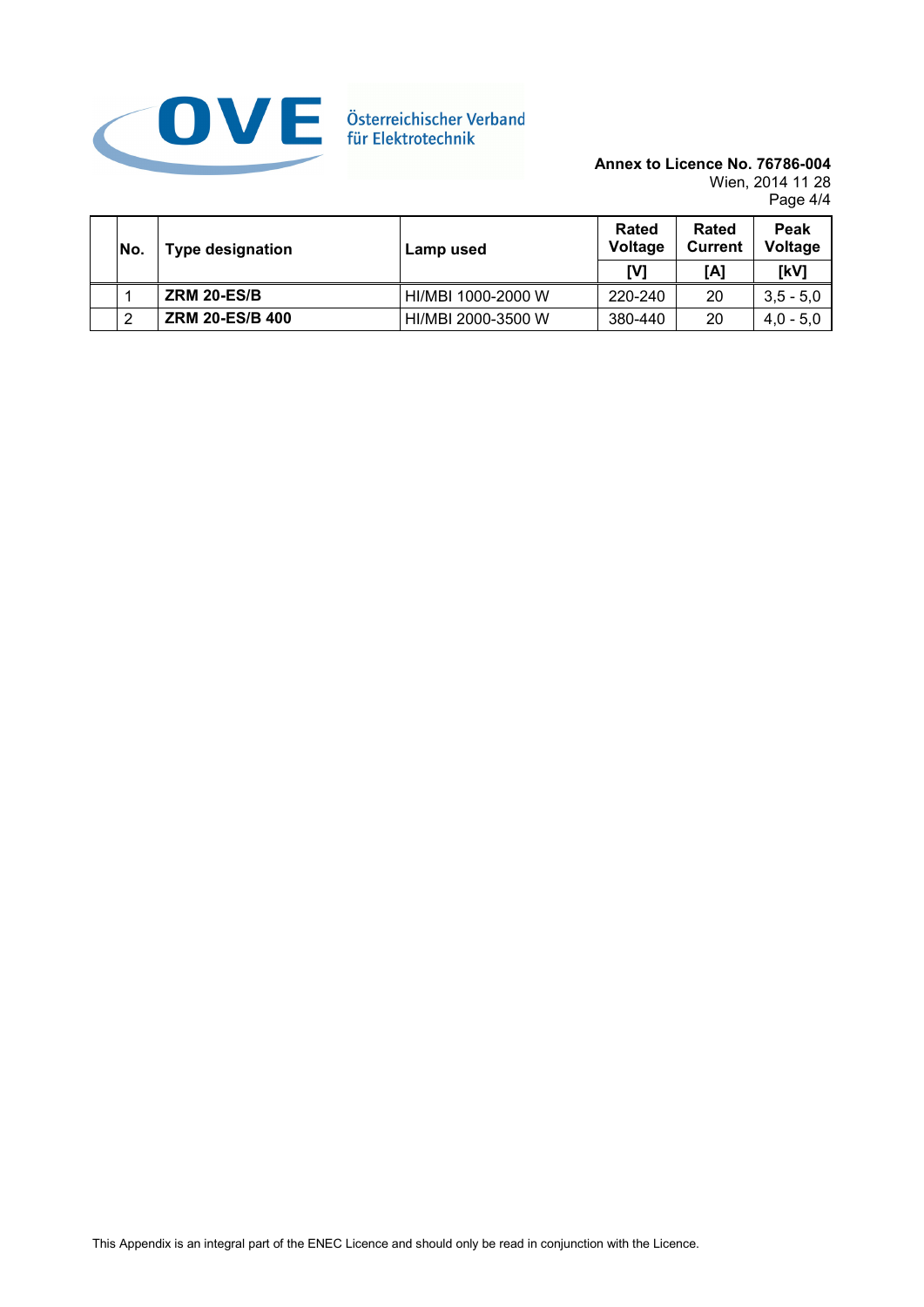Österreichischer Verband für Elektrotechnik

**Annex to Licence No. 76786-004**
Wien, 2014 11 28

| No. | Type designation | Lamp used | Rated Voltage | Rated Current | Peak Voltage |
|---|---|---|---|---|---|
| | | | [V] | [A] | [kV] |
| 1 | **ZRM 20-ES/B** | HI/MBI 1000-2000 W | 220-240 | 20 | 3,5 - 5,0 |
| 2 | **ZRM 20-ES/B 400** | HI/MBI 2000-3500 W | 380-440 | 20 | 4,0 - 5,0 |

This Appendix is an integral part of the ENEC Licence and should only be read in conjunction with the Licence.